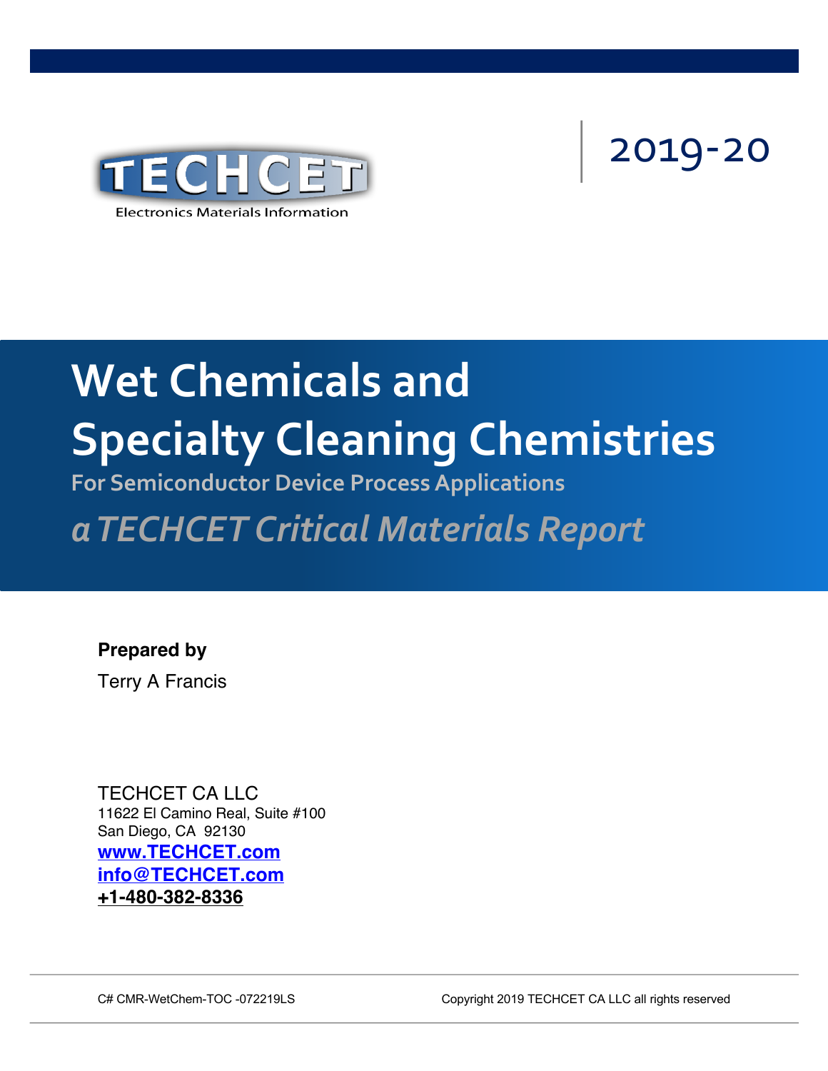TECHCET

Electronics Materials Information

2019-20

# Wet Chemicals and Specialty Cleaning Chemistries

## For Semiconductor Device Process Applications

## *a TECHCET Critical Materials Report*

**Prepared by**

Terry A Francis

TECHCET CA LLC
11622 El Camino Real, Suite #100
San Diego, CA 92130
**www.TECHCET.com**
**info@TECHCET.com**
**+1-480-382-8336**

C# CMR-WetChem-TOC -072219LS

Copyright 2019 TECHCET CA LLC all rights reserved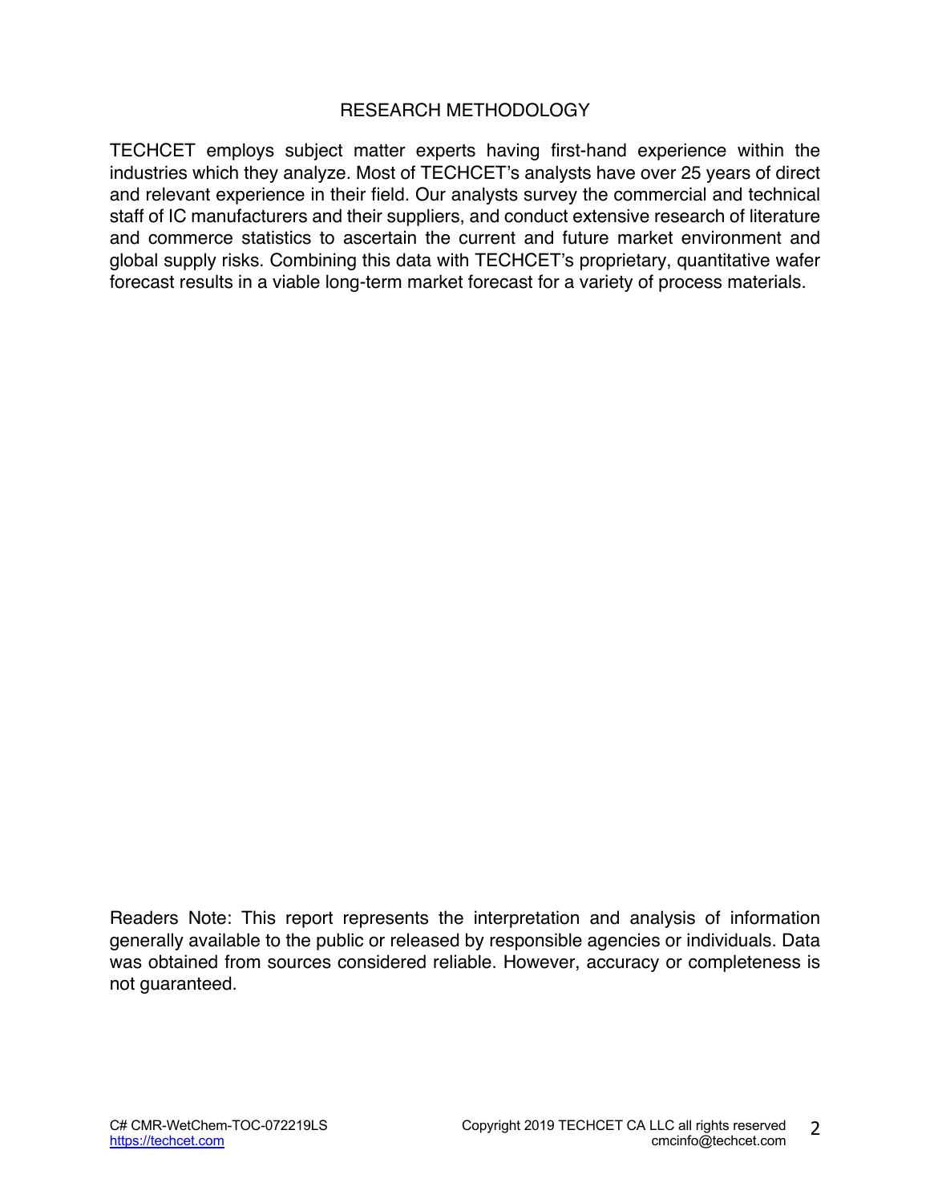## RESEARCH METHODOLOGY

TECHCET employs subject matter experts having first-hand experience within the industries which they analyze. Most of TECHCET's analysts have over 25 years of direct and relevant experience in their field. Our analysts survey the commercial and technical staff of IC manufacturers and their suppliers, and conduct extensive research of literature and commerce statistics to ascertain the current and future market environment and global supply risks. Combining this data with TECHCET's proprietary, quantitative wafer forecast results in a viable long-term market forecast for a variety of process materials.

Readers Note: This report represents the interpretation and analysis of information generally available to the public or released by responsible agencies or individuals. Data was obtained from sources considered reliable. However, accuracy or completeness is not guaranteed.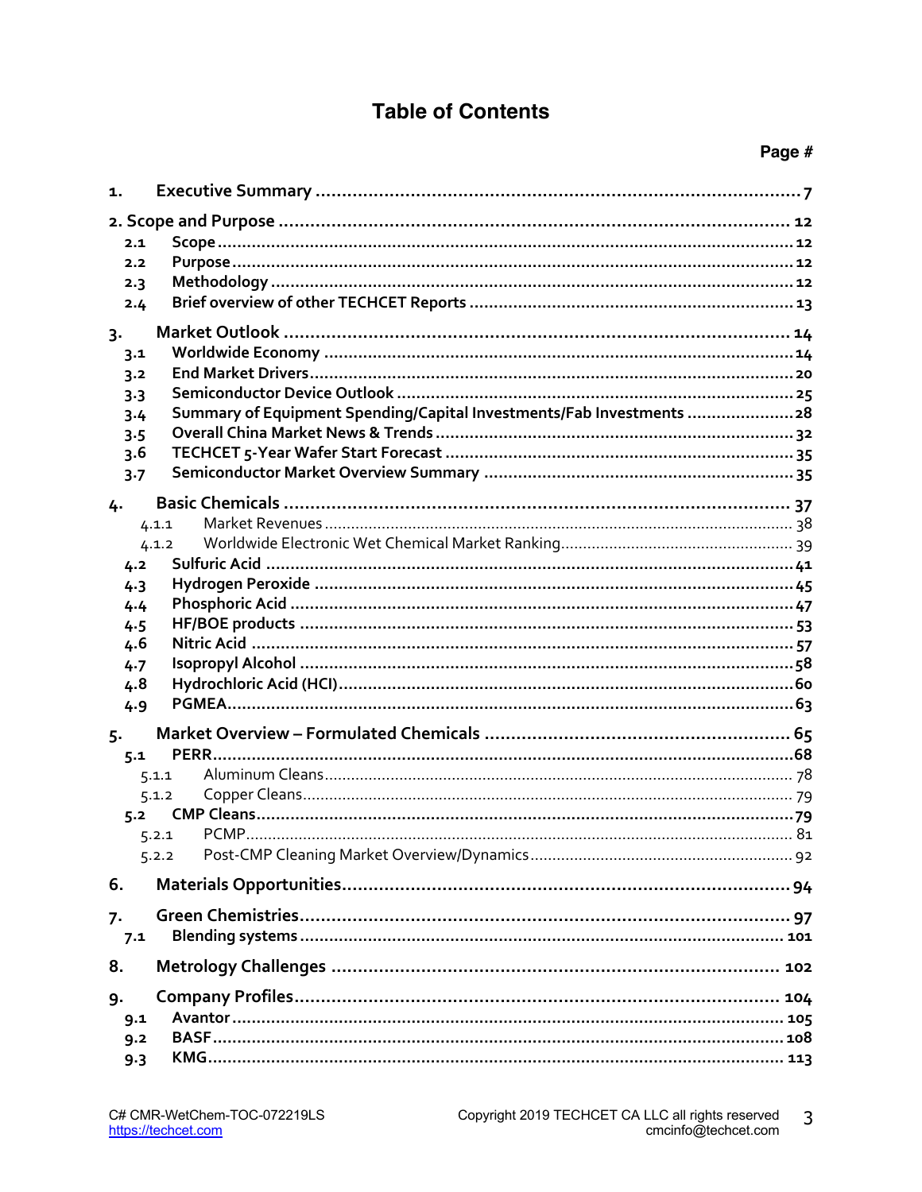# Table of Contents

| | | Page # |
|---|---|---|
| **1.** | **Executive Summary** | **7** |
| **2. Scope and Purpose** | | **12** |
| **2.1** | **Scope** | **12** |
| **2.2** | **Purpose** | **12** |
| **2.3** | **Methodology** | **12** |
| **2.4** | **Brief overview of other TECHCET Reports** | **13** |
| **3.** | **Market Outlook** | **14** |
| **3.1** | **Worldwide Economy** | **14** |
| **3.2** | **End Market Drivers** | **20** |
| **3.3** | **Semiconductor Device Outlook** | **25** |
| **3.4** | **Summary of Equipment Spending/Capital Investments/Fab Investments** | **28** |
| **3.5** | **Overall China Market News & Trends** | **32** |
| **3.6** | **TECHCET 5-Year Wafer Start Forecast** | **35** |
| **3.7** | **Semiconductor Market Overview Summary** | **35** |
| **4.** | **Basic Chemicals** | **37** |
| 4.1.1 | Market Revenues | 38 |
| 4.1.2 | Worldwide Electronic Wet Chemical Market Ranking | 39 |
| **4.2** | **Sulfuric Acid** | **41** |
| **4.3** | **Hydrogen Peroxide** | **45** |
| **4.4** | **Phosphoric Acid** | **47** |
| **4.5** | **HF/BOE products** | **53** |
| **4.6** | **Nitric Acid** | **57** |
| **4.7** | **Isopropyl Alcohol** | **58** |
| **4.8** | **Hydrochloric Acid (HCl)** | **60** |
| **4.9** | **PGMEA** | **63** |
| **5.** | **Market Overview – Formulated Chemicals** | **65** |
| **5.1** | **PERR** | **68** |
| 5.1.1 | Aluminum Cleans | 78 |
| 5.1.2 | Copper Cleans | 79 |
| **5.2** | **CMP Cleans** | **79** |
| 5.2.1 | PCMP | 81 |
| 5.2.2 | Post-CMP Cleaning Market Overview/Dynamics | 92 |
| **6.** | **Materials Opportunities** | **94** |
| **7.** | **Green Chemistries** | **97** |
| **7.1** | **Blending systems** | **101** |
| **8.** | **Metrology Challenges** | **102** |
| **9.** | **Company Profiles** | **104** |
| **9.1** | **Avantor** | **105** |
| **9.2** | **BASF** | **108** |
| **9.3** | **KMG** | **113** |

C# CMR-WetChem-TOC-072219LS
https://techcet.com

Copyright 2019 TECHCET CA LLC all rights reserved
cmcinfo@techcet.com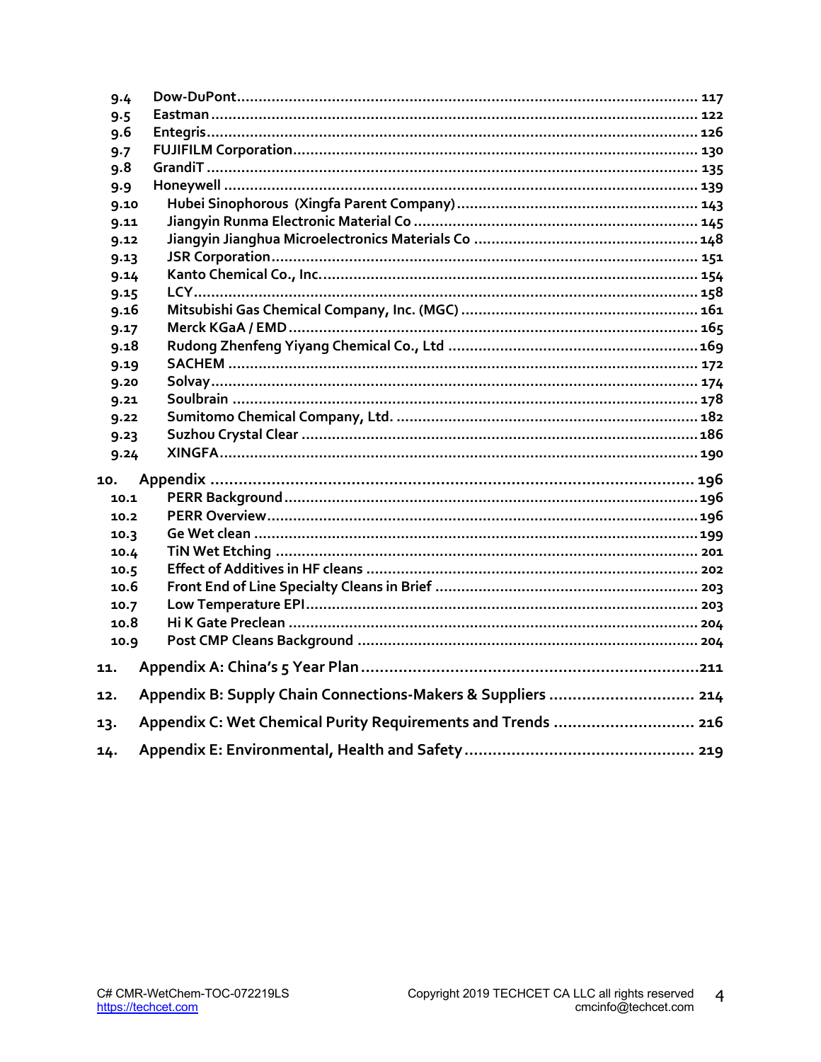- 9.4 Dow-DuPont ........ 117
- 9.5 Eastman ........ 122
- 9.6 Entegris ........ 126
- 9.7 FUJIFILM Corporation ........ 130
- 9.8 GrandiT ........ 135
- 9.9 Honeywell ........ 139
- 9.10 Hubei Sinophorous (Xingfa Parent Company) ........ 143
- 9.11 Jiangyin Runma Electronic Material Co ........ 145
- 9.12 Jiangyin Jianghua Microelectronics Materials Co ........ 148
- 9.13 JSR Corporation ........ 151
- 9.14 Kanto Chemical Co., Inc. ........ 154
- 9.15 LCY ........ 158
- 9.16 Mitsubishi Gas Chemical Company, Inc. (MGC) ........ 161
- 9.17 Merck KGaA / EMD ........ 165
- 9.18 Rudong Zhenfeng Yiyang Chemical Co., Ltd ........ 169
- 9.19 SACHEM ........ 172
- 9.20 Solvay ........ 174
- 9.21 Soulbrain ........ 178
- 9.22 Sumitomo Chemical Company, Ltd. ........ 182
- 9.23 Suzhou Crystal Clear ........ 186
- 9.24 XINGFA ........ 190

10. Appendix ........ 196
- 10.1 PERR Background ........ 196
- 10.2 PERR Overview ........ 196
- 10.3 Ge Wet clean ........ 199
- 10.4 TiN Wet Etching ........ 201
- 10.5 Effect of Additives in HF cleans ........ 202
- 10.6 Front End of Line Specialty Cleans in Brief ........ 203
- 10.7 Low Temperature EPI ........ 203
- 10.8 Hi K Gate Preclean ........ 204
- 10.9 Post CMP Cleans Background ........ 204

11. Appendix A: China's 5 Year Plan ........ 211

12. Appendix B: Supply Chain Connections-Makers & Suppliers ........ 214

13. Appendix C: Wet Chemical Purity Requirements and Trends ........ 216

14. Appendix E: Environmental, Health and Safety ........ 219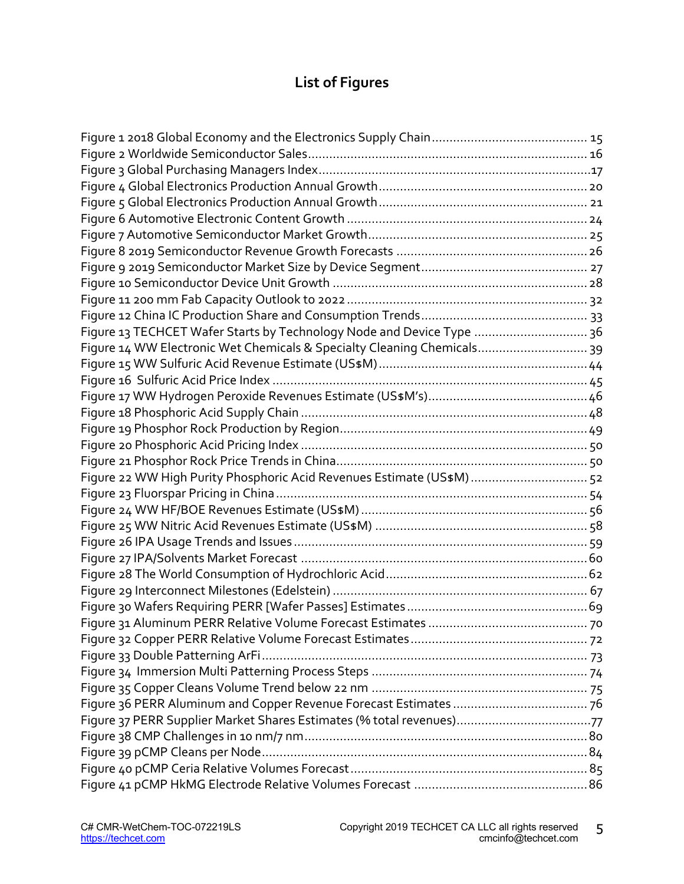# List of Figures

Figure 1 2018 Global Economy and the Electronics Supply Chain ........................................... 15
Figure 2 Worldwide Semiconductor Sales ........................................................................... 16
Figure 3 Global Purchasing Managers Index .......................................................................... 17
Figure 4 Global Electronics Production Annual Growth ......................................................... 20
Figure 5 Global Electronics Production Annual Growth ......................................................... 21
Figure 6 Automotive Electronic Content Growth ................................................................... 24
Figure 7 Automotive Semiconductor Market Growth .............................................................. 25
Figure 8 2019 Semiconductor Revenue Growth Forecasts ...................................................... 26
Figure 9 2019 Semiconductor Market Size by Device Segment ............................................... 27
Figure 10 Semiconductor Device Unit Growth ....................................................................... 28
Figure 11 200 mm Fab Capacity Outlook to 2022 .................................................................... 32
Figure 12 China IC Production Share and Consumption Trends .............................................. 33
Figure 13 TECHCET Wafer Starts by Technology Node and Device Type ................................ 36
Figure 14 WW Electronic Wet Chemicals & Specialty Cleaning Chemicals ............................... 39
Figure 15 WW Sulfuric Acid Revenue Estimate (US$M) .......................................................... 44
Figure 16 Sulfuric Acid Price Index ........................................................................................ 45
Figure 17 WW Hydrogen Peroxide Revenues Estimate (US$M's) ............................................. 46
Figure 18 Phosphoric Acid Supply Chain ................................................................................ 48
Figure 19 Phosphor Rock Production by Region ..................................................................... 49
Figure 20 Phosphoric Acid Pricing Index ................................................................................ 50
Figure 21 Phosphor Rock Price Trends in China ...................................................................... 50
Figure 22 WW High Purity Phosphoric Acid Revenues Estimate (US$M) .................................. 52
Figure 23 Fluorspar Pricing in China ....................................................................................... 54
Figure 24 WW HF/BOE Revenues Estimate (US$M) ................................................................ 56
Figure 25 WW Nitric Acid Revenues Estimate (US$M) ............................................................ 58
Figure 26 IPA Usage Trends and Issues .................................................................................. 59
Figure 27 IPA/Solvents Market Forecast ................................................................................ 60
Figure 28 The World Consumption of Hydrochloric Acid ......................................................... 62
Figure 29 Interconnect Milestones (Edelstein) ....................................................................... 67
Figure 30 Wafers Requiring PERR [Wafer Passes] Estimates ................................................... 69
Figure 31 Aluminum PERR Relative Volume Forecast Estimates ............................................. 70
Figure 32 Copper PERR Relative Volume Forecast Estimates .................................................. 72
Figure 33 Double Patterning ArFi ........................................................................................... 73
Figure 34 Immersion Multi Patterning Process Steps ............................................................. 74
Figure 35 Copper Cleans Volume Trend below 22 nm ............................................................ 75
Figure 36 PERR Aluminum and Copper Revenue Forecast Estimates ...................................... 76
Figure 37 PERR Supplier Market Shares Estimates (% total revenues) ...................................... 77
Figure 38 CMP Challenges in 10 nm/7 nm ............................................................................... 80
Figure 39 pCMP Cleans per Node ........................................................................................... 84
Figure 40 pCMP Ceria Relative Volumes Forecast .................................................................. 85
Figure 41 pCMP HkMG Electrode Relative Volumes Forecast ................................................. 86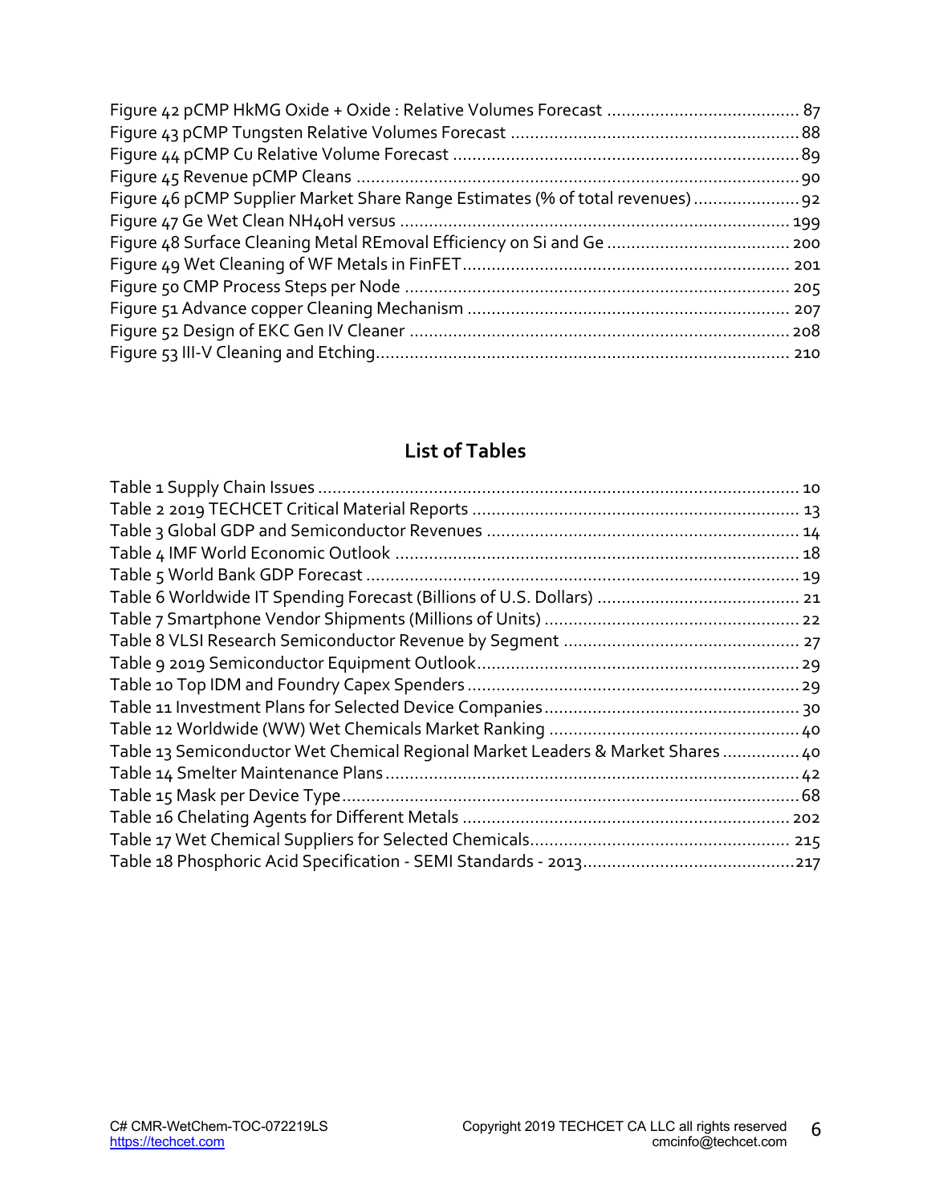Figure 42 pCMP HkMG Oxide + Oxide : Relative Volumes Forecast ........................................ 87
Figure 43 pCMP Tungsten Relative Volumes Forecast ........................................................... 88
Figure 44 pCMP Cu Relative Volume Forecast ....................................................................... 89
Figure 45 Revenue pCMP Cleans ........................................................................................... 90
Figure 46 pCMP Supplier Market Share Range Estimates (% of total revenues) ...................... 92
Figure 47 Ge Wet Clean $NH_4OH$ versus ................................................................................ 199
Figure 48 Surface Cleaning Metal REmoval Efficiency on Si and Ge ...................................... 200
Figure 49 Wet Cleaning of WF Metals in FinFET.................................................................... 201
Figure 50 CMP Process Steps per Node ................................................................................ 205
Figure 51 Advance copper Cleaning Mechanism ................................................................... 207
Figure 52 Design of EKC Gen IV Cleaner ............................................................................... 208
Figure 53 III-V Cleaning and Etching...................................................................................... 210

## List of Tables

Table 1 Supply Chain Issues .................................................................................................. 10
Table 2 2019 TECHCET Critical Material Reports ................................................................... 13
Table 3 Global GDP and Semiconductor Revenues ................................................................ 14
Table 4 IMF World Economic Outlook ................................................................................... 18
Table 5 World Bank GDP Forecast ......................................................................................... 19
Table 6 Worldwide IT Spending Forecast (Billions of U.S. Dollars) ......................................... 21
Table 7 Smartphone Vendor Shipments (Millions of Units) .................................................... 22
Table 8 VLSI Research Semiconductor Revenue by Segment ................................................ 27
Table 9 2019 Semiconductor Equipment Outlook.................................................................. 29
Table 10 Top IDM and Foundry Capex Spenders .................................................................... 29
Table 11 Investment Plans for Selected Device Companies .................................................... 30
Table 12 Worldwide (WW) Wet Chemicals Market Ranking .................................................... 40
Table 13 Semiconductor Wet Chemical Regional Market Leaders & Market Shares ................ 40
Table 14 Smelter Maintenance Plans ..................................................................................... 42
Table 15 Mask per Device Type.............................................................................................. 68
Table 16 Chelating Agents for Different Metals .................................................................... 202
Table 17 Wet Chemical Suppliers for Selected Chemicals...................................................... 215
Table 18 Phosphoric Acid Specification - SEMI Standards - 2013...........................................217